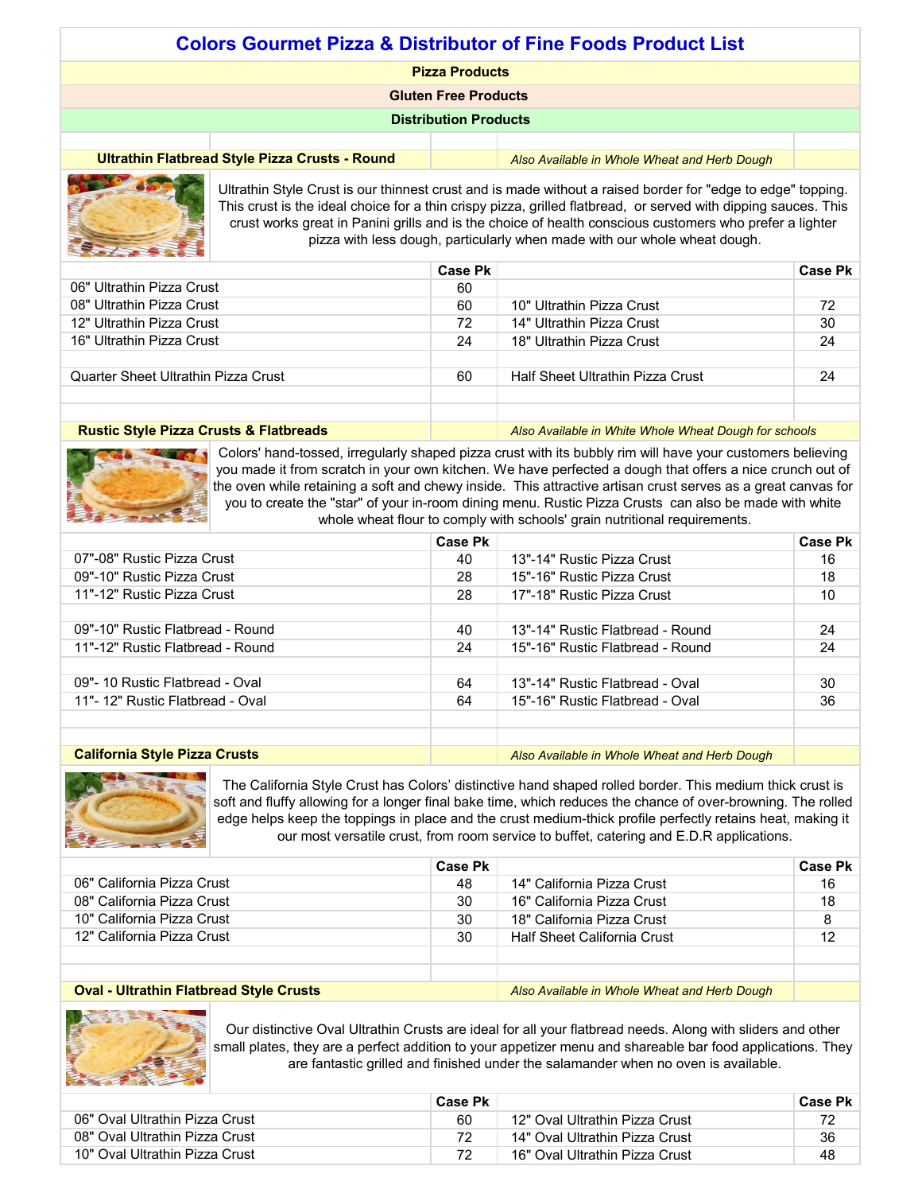# Colors Gourmet Pizza & Distributor of Fine Foods Product List

**Pizza Products**

**Gluten Free Products**

**Distribution Products**

## Ultrathin Flatbread Style Pizza Crusts - Round

*Also Available in Whole Wheat and Herb Dough*

Ultrathin Style Crust is our thinnest crust and is made without a raised border for "edge to edge" topping. This crust is the ideal choice for a thin crispy pizza, grilled flatbread, or served with dipping sauces. This crust works great in Panini grills and is the choice of health conscious customers who prefer a lighter pizza with less dough, particularly when made with our whole wheat dough.

| | Case Pk | | Case Pk |
|---|---|---|---|
| 06" Ultrathin Pizza Crust | 60 | | |
| 08" Ultrathin Pizza Crust | 60 | 10" Ultrathin Pizza Crust | 72 |
| 12" Ultrathin Pizza Crust | 72 | 14" Ultrathin Pizza Crust | 30 |
| 16" Ultrathin Pizza Crust | 24 | 18" Ultrathin Pizza Crust | 24 |
| Quarter Sheet Ultrathin Pizza Crust | 60 | Half Sheet Ultrathin Pizza Crust | 24 |

## Rustic Style Pizza Crusts & Flatbreads

*Also Available in White Whole Wheat Dough for schools*

Colors' hand-tossed, irregularly shaped pizza crust with its bubbly rim will have your customers believing you made it from scratch in your own kitchen. We have perfected a dough that offers a nice crunch out of the oven while retaining a soft and chewy inside. This attractive artisan crust serves as a great canvas for you to create the "star" of your in-room dining menu. Rustic Pizza Crusts can also be made with white whole wheat flour to comply with schools' grain nutritional requirements.

| | Case Pk | | Case Pk |
|---|---|---|---|
| 07"-08" Rustic Pizza Crust | 40 | 13"-14" Rustic Pizza Crust | 16 |
| 09"-10" Rustic Pizza Crust | 28 | 15"-16" Rustic Pizza Crust | 18 |
| 11"-12" Rustic Pizza Crust | 28 | 17"-18" Rustic Pizza Crust | 10 |
| 09"-10" Rustic Flatbread - Round | 40 | 13"-14" Rustic Flatbread - Round | 24 |
| 11"-12" Rustic Flatbread - Round | 24 | 15"-16" Rustic Flatbread - Round | 24 |
| 09"- 10 Rustic Flatbread - Oval | 64 | 13"-14" Rustic Flatbread - Oval | 30 |
| 11"- 12" Rustic Flatbread - Oval | 64 | 15"-16" Rustic Flatbread - Oval | 36 |

## California Style Pizza Crusts

*Also Available in Whole Wheat and Herb Dough*

The California Style Crust has Colors' distinctive hand shaped rolled border. This medium thick crust is soft and fluffy allowing for a longer final bake time, which reduces the chance of over-browning. The rolled edge helps keep the toppings in place and the crust medium-thick profile perfectly retains heat, making it our most versatile crust, from room service to buffet, catering and E.D.R applications.

| | Case Pk | | Case Pk |
|---|---|---|---|
| 06" California Pizza Crust | 48 | 14" California Pizza Crust | 16 |
| 08" California Pizza Crust | 30 | 16" California Pizza Crust | 18 |
| 10" California Pizza Crust | 30 | 18" California Pizza Crust | 8 |
| 12" California Pizza Crust | 30 | Half Sheet California Crust | 12 |

## Oval - Ultrathin Flatbread Style Crusts

*Also Available in Whole Wheat and Herb Dough*

Our distinctive Oval Ultrathin Crusts are ideal for all your flatbread needs. Along with sliders and other small plates, they are a perfect addition to your appetizer menu and shareable bar food applications. They are fantastic grilled and finished under the salamander when no oven is available.

| | Case Pk | | Case Pk |
|---|---|---|---|
| 06" Oval Ultrathin Pizza Crust | 60 | 12" Oval Ultrathin Pizza Crust | 72 |
| 08" Oval Ultrathin Pizza Crust | 72 | 14" Oval Ultrathin Pizza Crust | 36 |
| 10" Oval Ultrathin Pizza Crust | 72 | 16" Oval Ultrathin Pizza Crust | 48 |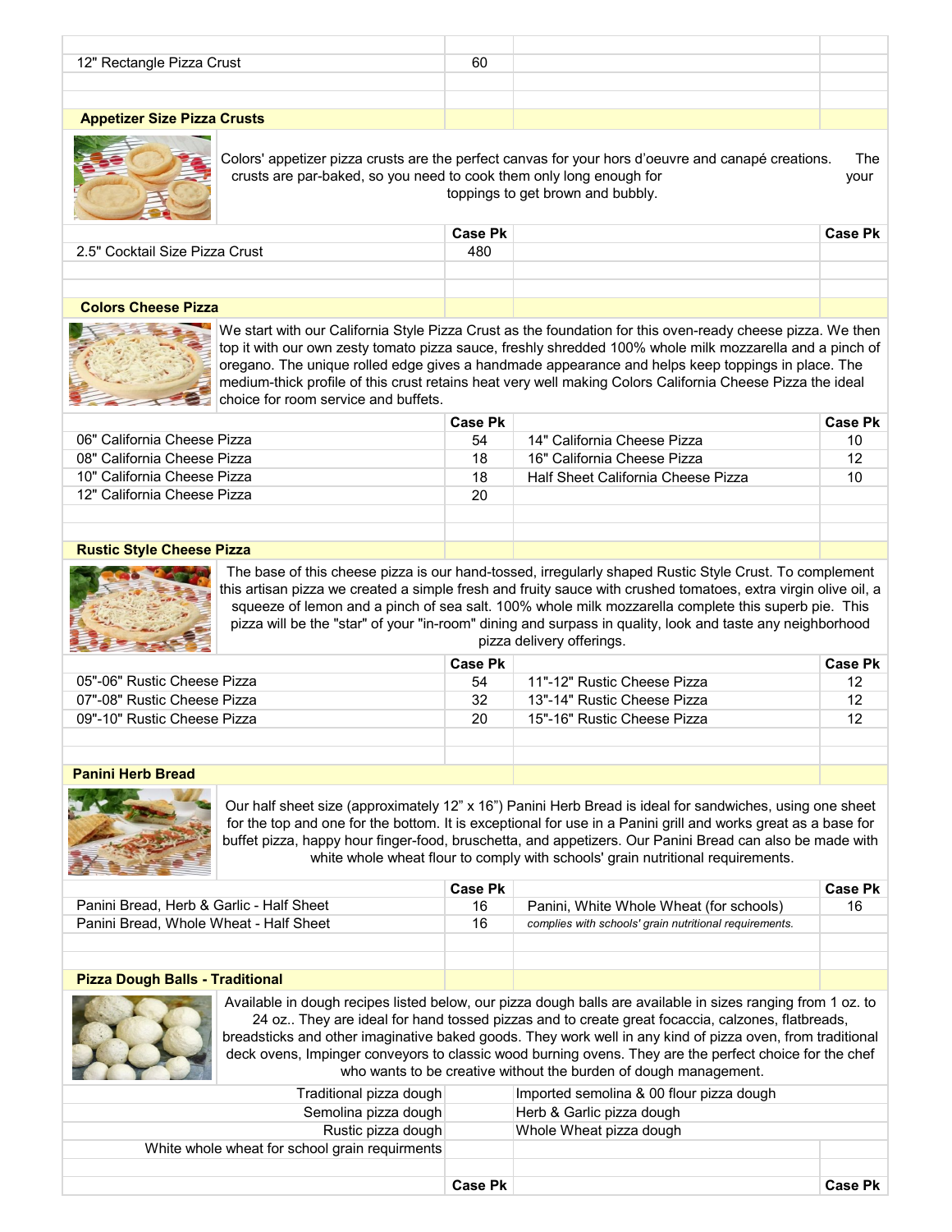| | | | |
|---|---|---|---|
| 12" Rectangle Pizza Crust | 60 | | |

## Appetizer Size Pizza Crusts

Colors' appetizer pizza crusts are the perfect canvas for your hors d'oeuvre and canapé creations. The crusts are par-baked, so you need to cook them only long enough for your toppings to get brown and bubbly.

| | Case Pk | | Case Pk |
|---|---|---|---|
| 2.5" Cocktail Size Pizza Crust | 480 | | |

## Colors Cheese Pizza

We start with our California Style Pizza Crust as the foundation for this oven-ready cheese pizza. We then top it with our own zesty tomato pizza sauce, freshly shredded 100% whole milk mozzarella and a pinch of oregano. The unique rolled edge gives a handmade appearance and helps keep toppings in place. The medium-thick profile of this crust retains heat very well making Colors California Cheese Pizza the ideal choice for room service and buffets.

| | Case Pk | | Case Pk |
|---|---|---|---|
| 06" California Cheese Pizza | 54 | 14" California Cheese Pizza | 10 |
| 08" California Cheese Pizza | 18 | 16" California Cheese Pizza | 12 |
| 10" California Cheese Pizza | 18 | Half Sheet California Cheese Pizza | 10 |
| 12" California Cheese Pizza | 20 | | |

## Rustic Style Cheese Pizza

The base of this cheese pizza is our hand-tossed, irregularly shaped Rustic Style Crust. To complement this artisan pizza we created a simple fresh and fruity sauce with crushed tomatoes, extra virgin olive oil, a squeeze of lemon and a pinch of sea salt. 100% whole milk mozzarella complete this superb pie. This pizza will be the "star" of your "in-room" dining and surpass in quality, look and taste any neighborhood pizza delivery offerings.

| | Case Pk | | Case Pk |
|---|---|---|---|
| 05"-06" Rustic Cheese Pizza | 54 | 11"-12" Rustic Cheese Pizza | 12 |
| 07"-08" Rustic Cheese Pizza | 32 | 13"-14" Rustic Cheese Pizza | 12 |
| 09"-10" Rustic Cheese Pizza | 20 | 15"-16" Rustic Cheese Pizza | 12 |

## Panini Herb Bread

Our half sheet size (approximately 12" x 16") Panini Herb Bread is ideal for sandwiches, using one sheet for the top and one for the bottom. It is exceptional for use in a Panini grill and works great as a base for buffet pizza, happy hour finger-food, bruschetta, and appetizers. Our Panini Bread can also be made with white whole wheat flour to comply with schools' grain nutritional requirements.

| | Case Pk | | Case Pk |
|---|---|---|---|
| Panini Bread, Herb & Garlic - Half Sheet | 16 | Panini, White Whole Wheat (for schools) | 16 |
| Panini Bread, Whole Wheat - Half Sheet | 16 | *complies with schools' grain nutritional requirements.* | |

## Pizza Dough Balls - Traditional

Available in dough recipes listed below, our pizza dough balls are available in sizes ranging from 1 oz. to 24 oz.. They are ideal for hand tossed pizzas and to create great focaccia, calzones, flatbreads, breadsticks and other imaginative baked goods. They work well in any kind of pizza oven, from traditional deck ovens, Impinger conveyors to classic wood burning ovens. They are the perfect choice for the chef who wants to be creative without the burden of dough management.

| | |
|---|---|
| Traditional pizza dough | Imported semolina & 00 flour pizza dough |
| Semolina pizza dough | Herb & Garlic pizza dough |
| Rustic pizza dough | Whole Wheat pizza dough |
| White whole wheat for school grain requirments | |

| | Case Pk | | Case Pk |
|---|---|---|---|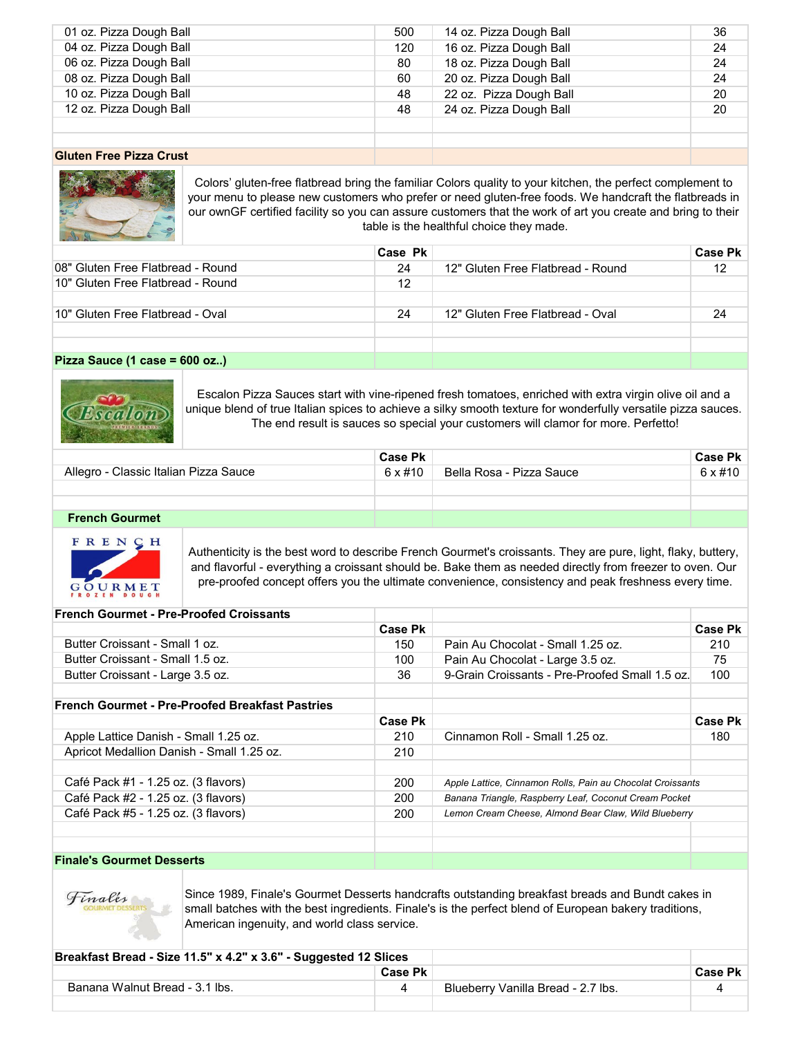| | | | |
|---|---|---|---|
| 01 oz. Pizza Dough Ball | 500 | 14 oz. Pizza Dough Ball | 36 |
| 04 oz. Pizza Dough Ball | 120 | 16 oz. Pizza Dough Ball | 24 |
| 06 oz. Pizza Dough Ball | 80 | 18 oz. Pizza Dough Ball | 24 |
| 08 oz. Pizza Dough Ball | 60 | 20 oz. Pizza Dough Ball | 24 |
| 10 oz. Pizza Dough Ball | 48 | 22 oz. Pizza Dough Ball | 20 |
| 12 oz. Pizza Dough Ball | 48 | 24 oz. Pizza Dough Ball | 20 |

## Gluten Free Pizza Crust

Colors' gluten-free flatbread bring the familiar Colors quality to your kitchen, the perfect complement to your menu to please new customers who prefer or need gluten-free foods. We handcraft the flatbreads in our ownGF certified facility so you can assure customers that the work of art you create and bring to their table is the healthful choice they made.

| | Case Pk | | Case Pk |
|---|---|---|---|
| 08" Gluten Free Flatbread - Round | 24 | 12" Gluten Free Flatbread - Round | 12 |
| 10" Gluten Free Flatbread - Round | 12 | | |
| 10" Gluten Free Flatbread - Oval | 24 | 12" Gluten Free Flatbread - Oval | 24 |

## Pizza Sauce (1 case = 600 oz..)

Escalon Pizza Sauces start with vine-ripened fresh tomatoes, enriched with extra virgin olive oil and a unique blend of true Italian spices to achieve a silky smooth texture for wonderfully versatile pizza sauces. The end result is sauces so special your customers will clamor for more. Perfetto!

| | Case Pk | | Case Pk |
|---|---|---|---|
| Allegro - Classic Italian Pizza Sauce | 6 x #10 | Bella Rosa - Pizza Sauce | 6 x #10 |

## French Gourmet

Authenticity is the best word to describe French Gourmet's croissants. They are pure, light, flaky, buttery, and flavorful - everything a croissant should be. Bake them as needed directly from freezer to oven. Our pre-proofed concept offers you the ultimate convenience, consistency and peak freshness every time.

### French Gourmet - Pre-Proofed Croissants

| | Case Pk | | Case Pk |
|---|---|---|---|
| Butter Croissant - Small 1 oz. | 150 | Pain Au Chocolat - Small 1.25 oz. | 210 |
| Butter Croissant - Small 1.5 oz. | 100 | Pain Au Chocolat - Large 3.5 oz. | 75 |
| Butter Croissant - Large 3.5 oz. | 36 | 9-Grain Croissants - Pre-Proofed Small 1.5 oz. | 100 |

### French Gourmet - Pre-Proofed Breakfast Pastries

| | Case Pk | | Case Pk |
|---|---|---|---|
| Apple Lattice Danish - Small 1.25 oz. | 210 | Cinnamon Roll - Small 1.25 oz. | 180 |
| Apricot Medallion Danish - Small 1.25 oz. | 210 | | |
| Café Pack #1 - 1.25 oz. (3 flavors) | 200 | *Apple Lattice, Cinnamon Rolls, Pain au Chocolat Croissants* | |
| Café Pack #2 - 1.25 oz. (3 flavors) | 200 | *Banana Triangle, Raspberry Leaf, Coconut Cream Pocket* | |
| Café Pack #5 - 1.25 oz. (3 flavors) | 200 | *Lemon Cream Cheese, Almond Bear Claw, Wild Blueberry* | |

## Finale's Gourmet Desserts

Since 1989, Finale's Gourmet Desserts handcrafts outstanding breakfast breads and Bundt cakes in small batches with the best ingredients. Finale's is the perfect blend of European bakery traditions, American ingenuity, and world class service.

### Breakfast Bread - Size 11.5" x 4.2" x 3.6" - Suggested 12 Slices

| | Case Pk | | Case Pk |
|---|---|---|---|
| Banana Walnut Bread - 3.1 lbs. | 4 | Blueberry Vanilla Bread - 2.7 lbs. | 4 |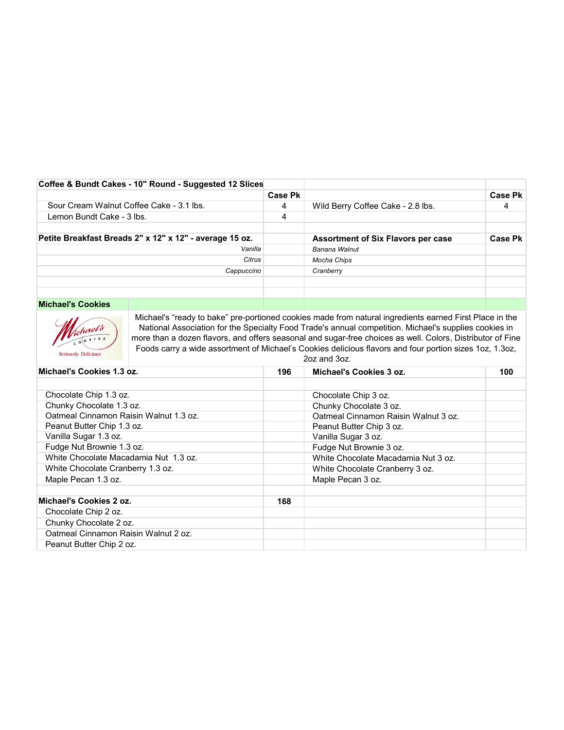| Coffee & Bundt Cakes - 10" Round - Suggested 12 Slices | | | |
|---|---|---|---|
| | Case Pk | | Case Pk |
| Sour Cream Walnut Coffee Cake - 3.1 lbs. | 4 | Wild Berry Coffee Cake - 2.8 lbs. | 4 |
| Lemon Bundt Cake - 3 lbs. | 4 | | |
| | | | |
| **Petite Breakfast Breads 2" x 12" x 12" - average 15 oz.** | | **Assortment of Six Flavors per case** | **Case Pk** |
| *Vanilla* | | *Banana Walnut* | |
| *Citrus* | | *Mocha Chips* | |
| *Cappuccino* | | *Cranberry* | |

## Michael's Cookies

Michael's "ready to bake" pre-portioned cookies made from natural ingredients earned First Place in the National Association for the Specialty Food Trade's annual competition. Michael's supplies cookies in more than a dozen flavors, and offers seasonal and sugar-free choices as well. Colors, Distributor of Fine Foods carry a wide assortment of Michael's Cookies delicious flavors and four portion sizes 1oz, 1.3oz, 2oz and 3oz.

| Michael's Cookies 1.3 oz. | 196 | Michael's Cookies 3 oz. | 100 |
|---|---|---|---|
| | | | |
| Chocolate Chip 1.3 oz. | | Chocolate Chip 3 oz. | |
| Chunky Chocolate 1.3 oz. | | Chunky Chocolate 3 oz. | |
| Oatmeal Cinnamon Raisin Walnut 1.3 oz. | | Oatmeal Cinnamon Raisin Walnut 3 oz. | |
| Peanut Butter Chip 1.3 oz. | | Peanut Butter Chip 3 oz. | |
| Vanilla Sugar 1.3 oz. | | Vanilla Sugar 3 oz. | |
| Fudge Nut Brownie 1.3 oz. | | Fudge Nut Brownie 3 oz. | |
| White Chocolate Macadamia Nut 1.3 oz. | | White Chocolate Macadamia Nut 3 oz. | |
| White Chocolate Cranberry 1.3 oz. | | White Chocolate Cranberry 3 oz. | |
| Maple Pecan 1.3 oz. | | Maple Pecan 3 oz. | |
| | | | |
| **Michael's Cookies 2 oz.** | **168** | | |
| Chocolate Chip 2 oz. | | | |
| Chunky Chocolate 2 oz. | | | |
| Oatmeal Cinnamon Raisin Walnut 2 oz. | | | |
| Peanut Butter Chip 2 oz. | | | |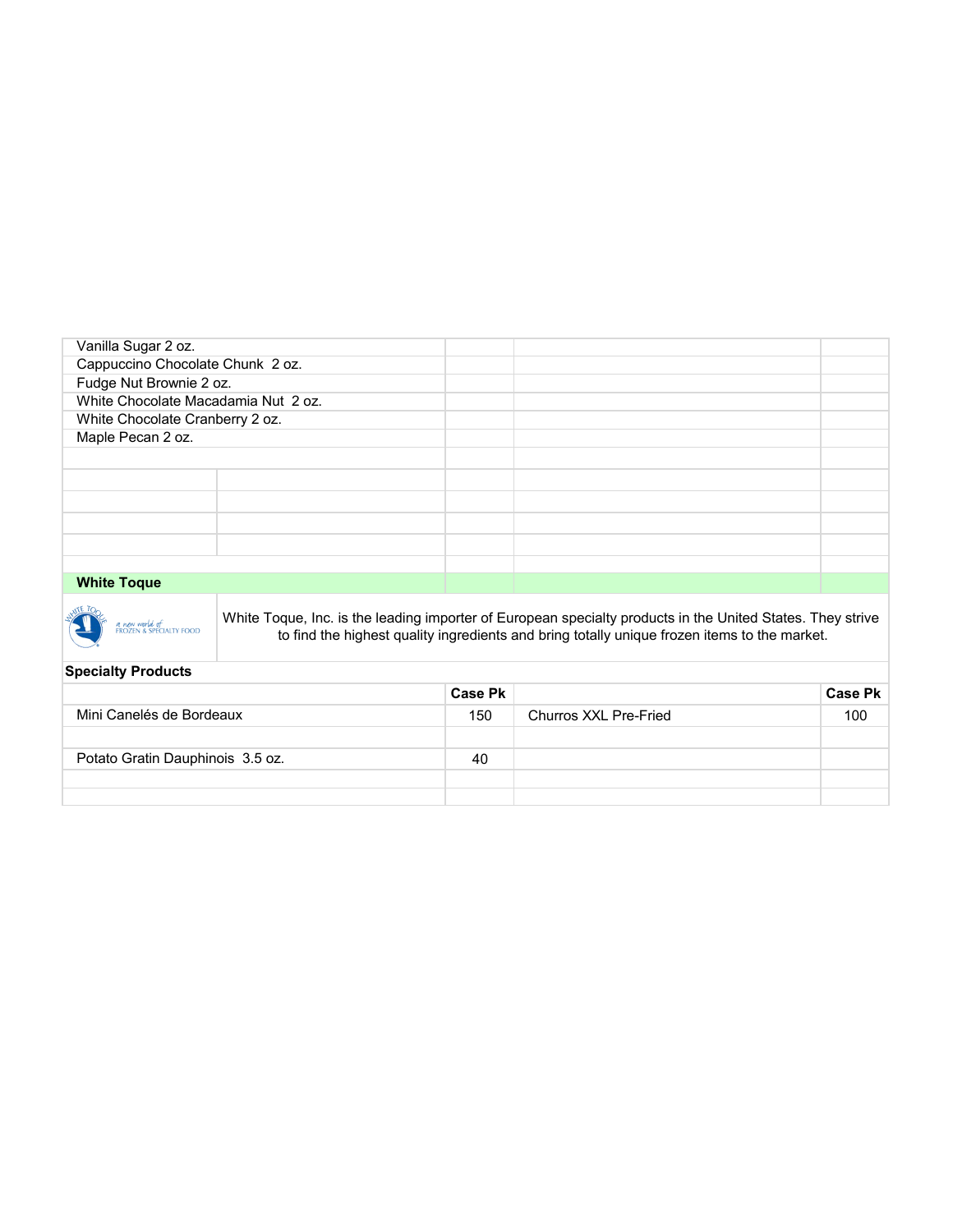| | | | |
|---|---|---|---|
| Vanilla Sugar 2 oz. | | | |
| Cappuccino Chocolate Chunk 2 oz. | | | |
| Fudge Nut Brownie 2 oz. | | | |
| White Chocolate Macadamia Nut 2 oz. | | | |
| White Chocolate Cranberry 2 oz. | | | |
| Maple Pecan 2 oz. | | | |

**White Toque**

White Toque, Inc. is the leading importer of European specialty products in the United States. They strive to find the highest quality ingredients and bring totally unique frozen items to the market.

**Specialty Products**

| | Case Pk | | Case Pk |
|---|---|---|---|
| Mini Canelés de Bordeaux | 150 | Churros XXL Pre-Fried | 100 |
| | | | |
| Potato Gratin Dauphinois 3.5 oz. | 40 | | |